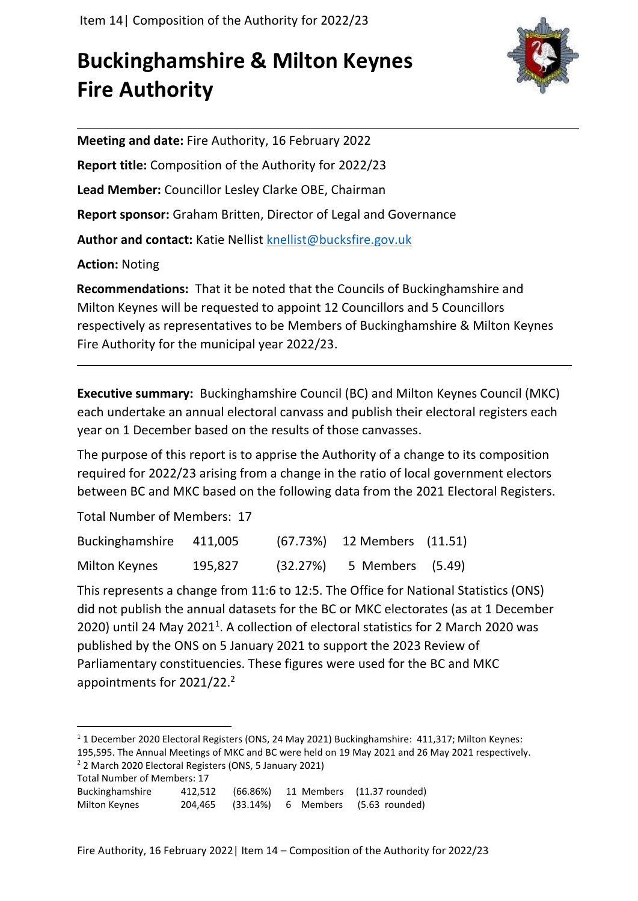# Buckinghamshire & Milton Keynes Fire Authority

**Meeting and date:** Fire Authority, 16 February 2022

**Report title:** Composition of the Authority for 2022/23

**Lead Member:** Councillor Lesley Clarke OBE, Chairman

**Report sponsor:** Graham Britten, Director of Legal and Governance

**Author and contact:** Katie Nellist knellist@bucksfire.gov.uk

**Action:** Noting

**Recommendations:** That it be noted that the Councils of Buckinghamshire and Milton Keynes will be requested to appoint 12 Councillors and 5 Councillors respectively as representatives to be Members of Buckinghamshire & Milton Keynes Fire Authority for the municipal year 2022/23.

---

**Executive summary:** Buckinghamshire Council (BC) and Milton Keynes Council (MKC) each undertake an annual electoral canvass and publish their electoral registers each year on 1 December based on the results of those canvasses.

The purpose of this report is to apprise the Authority of a change to its composition required for 2022/23 arising from a change in the ratio of local government electors between BC and MKC based on the following data from the 2021 Electoral Registers.

Total Number of Members: 17

| | | | | |
|---|---|---|---|---|
| Buckinghamshire | 411,005 | (67.73%) | 12 Members | (11.51) |
| Milton Keynes | 195,827 | (32.27%) | 5 Members | (5.49) |

This represents a change from 11:6 to 12:5. The Office for National Statistics (ONS) did not publish the annual datasets for the BC or MKC electorates (as at 1 December 2020) until 24 May 2021[1]. A collection of electoral statistics for 2 March 2020 was published by the ONS on 5 January 2021 to support the 2023 Review of Parliamentary constituencies. These figures were used for the BC and MKC appointments for 2021/22.[2]

---

[1] 1 December 2020 Electoral Registers (ONS, 24 May 2021) Buckinghamshire: 411,317; Milton Keynes: 195,595. The Annual Meetings of MKC and BC were held on 19 May 2021 and 26 May 2021 respectively.

[2] 2 March 2020 Electoral Registers (ONS, 5 January 2021)

Total Number of Members: 17

| | | | | |
|---|---|---|---|---|
| Buckinghamshire | 412,512 | (66.86%) | 11 Members | (11.37 rounded) |
| Milton Keynes | 204,465 | (33.14%) | 6 Members | (5.63 rounded) |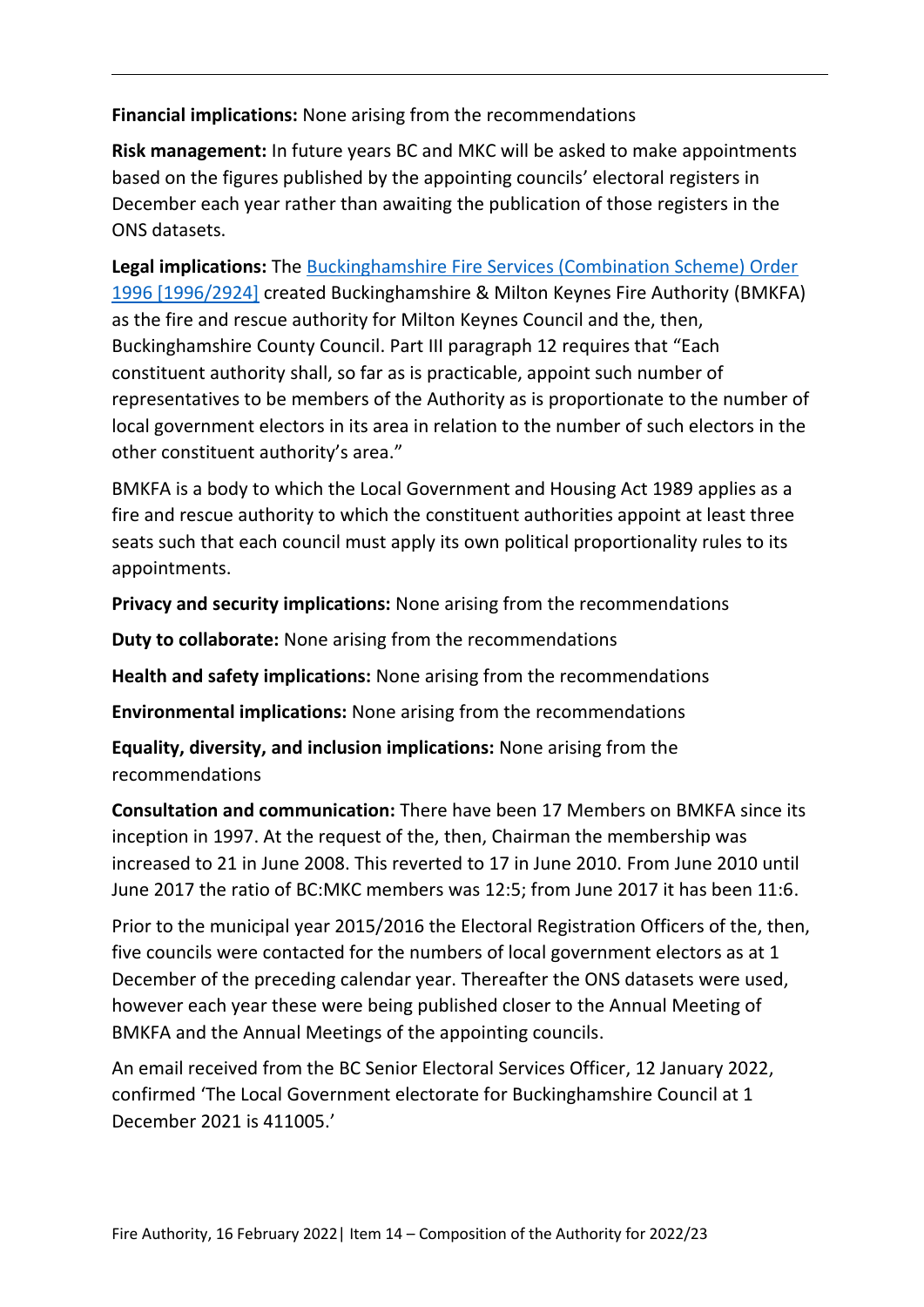**Financial implications:** None arising from the recommendations

**Risk management:** In future years BC and MKC will be asked to make appointments based on the figures published by the appointing councils' electoral registers in December each year rather than awaiting the publication of those registers in the ONS datasets.

**Legal implications:** The [Buckinghamshire Fire Services (Combination Scheme) Order 1996 [1996/2924]] created Buckinghamshire & Milton Keynes Fire Authority (BMKFA) as the fire and rescue authority for Milton Keynes Council and the, then, Buckinghamshire County Council. Part III paragraph 12 requires that "Each constituent authority shall, so far as is practicable, appoint such number of representatives to be members of the Authority as is proportionate to the number of local government electors in its area in relation to the number of such electors in the other constituent authority's area."

BMKFA is a body to which the Local Government and Housing Act 1989 applies as a fire and rescue authority to which the constituent authorities appoint at least three seats such that each council must apply its own political proportionality rules to its appointments.

**Privacy and security implications:** None arising from the recommendations

**Duty to collaborate:** None arising from the recommendations

**Health and safety implications:** None arising from the recommendations

**Environmental implications:** None arising from the recommendations

**Equality, diversity, and inclusion implications:** None arising from the recommendations

**Consultation and communication:** There have been 17 Members on BMKFA since its inception in 1997. At the request of the, then, Chairman the membership was increased to 21 in June 2008. This reverted to 17 in June 2010. From June 2010 until June 2017 the ratio of BC:MKC members was 12:5; from June 2017 it has been 11:6.

Prior to the municipal year 2015/2016 the Electoral Registration Officers of the, then, five councils were contacted for the numbers of local government electors as at 1 December of the preceding calendar year. Thereafter the ONS datasets were used, however each year these were being published closer to the Annual Meeting of BMKFA and the Annual Meetings of the appointing councils.

An email received from the BC Senior Electoral Services Officer, 12 January 2022, confirmed 'The Local Government electorate for Buckinghamshire Council at 1 December 2021 is 411005.'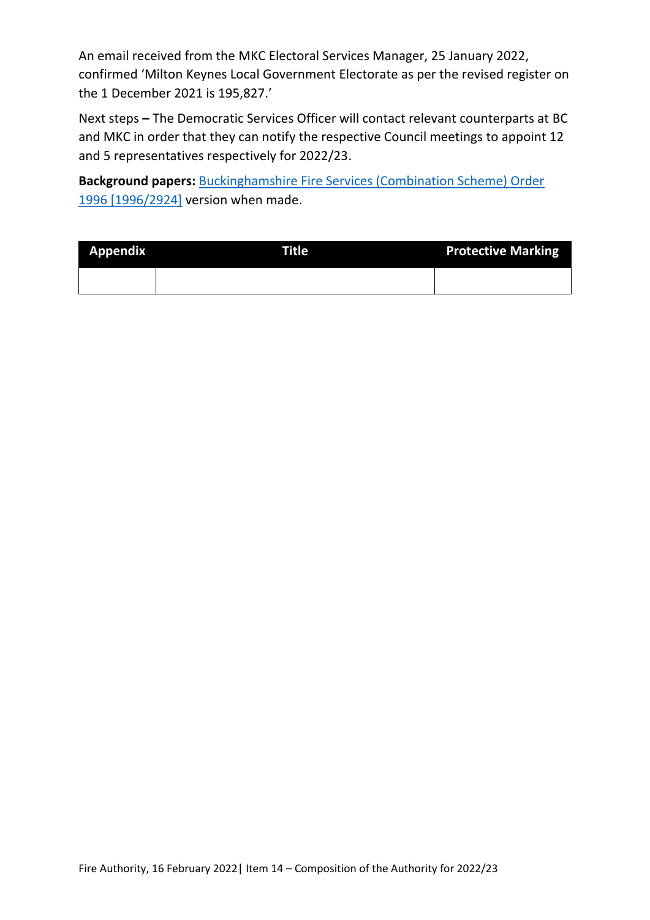An email received from the MKC Electoral Services Manager, 25 January 2022, confirmed 'Milton Keynes Local Government Electorate as per the revised register on the 1 December 2021 is 195,827.'

Next steps **–** The Democratic Services Officer will contact relevant counterparts at BC and MKC in order that they can notify the respective Council meetings to appoint 12 and 5 representatives respectively for 2022/23.

**Background papers:** Buckinghamshire Fire Services (Combination Scheme) Order 1996 [1996/2924] version when made.

| Appendix | Title | Protective Marking |
|---|---|---|
| | | |